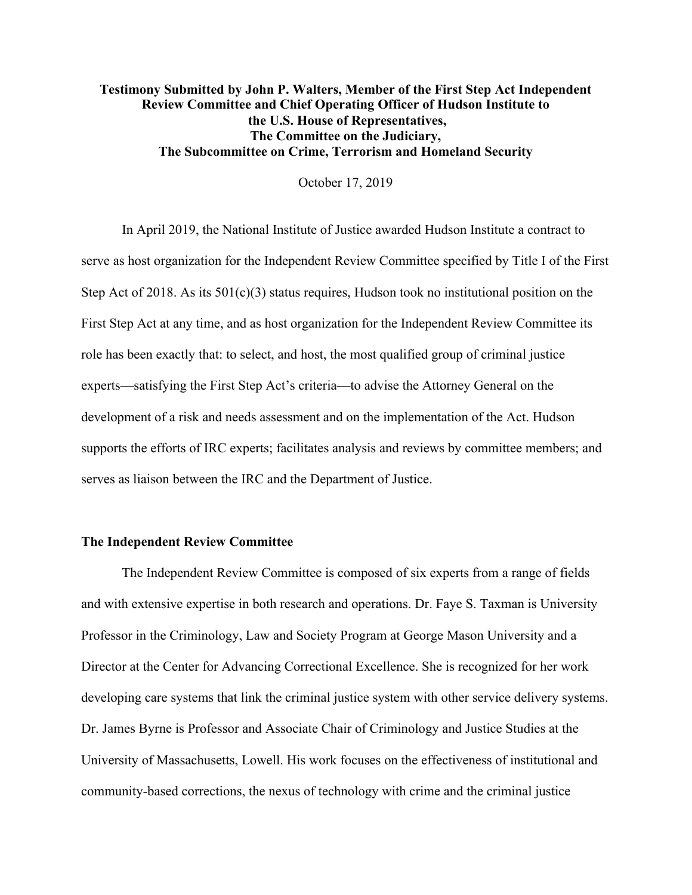**Testimony Submitted by John P. Walters, Member of the First Step Act Independent Review Committee and Chief Operating Officer of Hudson Institute to the U.S. House of Representatives, The Committee on the Judiciary, The Subcommittee on Crime, Terrorism and Homeland Security**

October 17, 2019

In April 2019, the National Institute of Justice awarded Hudson Institute a contract to serve as host organization for the Independent Review Committee specified by Title I of the First Step Act of 2018. As its 501(c)(3) status requires, Hudson took no institutional position on the First Step Act at any time, and as host organization for the Independent Review Committee its role has been exactly that: to select, and host, the most qualified group of criminal justice experts—satisfying the First Step Act's criteria—to advise the Attorney General on the development of a risk and needs assessment and on the implementation of the Act. Hudson supports the efforts of IRC experts; facilitates analysis and reviews by committee members; and serves as liaison between the IRC and the Department of Justice.

## The Independent Review Committee

The Independent Review Committee is composed of six experts from a range of fields and with extensive expertise in both research and operations. Dr. Faye S. Taxman is University Professor in the Criminology, Law and Society Program at George Mason University and a Director at the Center for Advancing Correctional Excellence. She is recognized for her work developing care systems that link the criminal justice system with other service delivery systems. Dr. James Byrne is Professor and Associate Chair of Criminology and Justice Studies at the University of Massachusetts, Lowell. His work focuses on the effectiveness of institutional and community-based corrections, the nexus of technology with crime and the criminal justice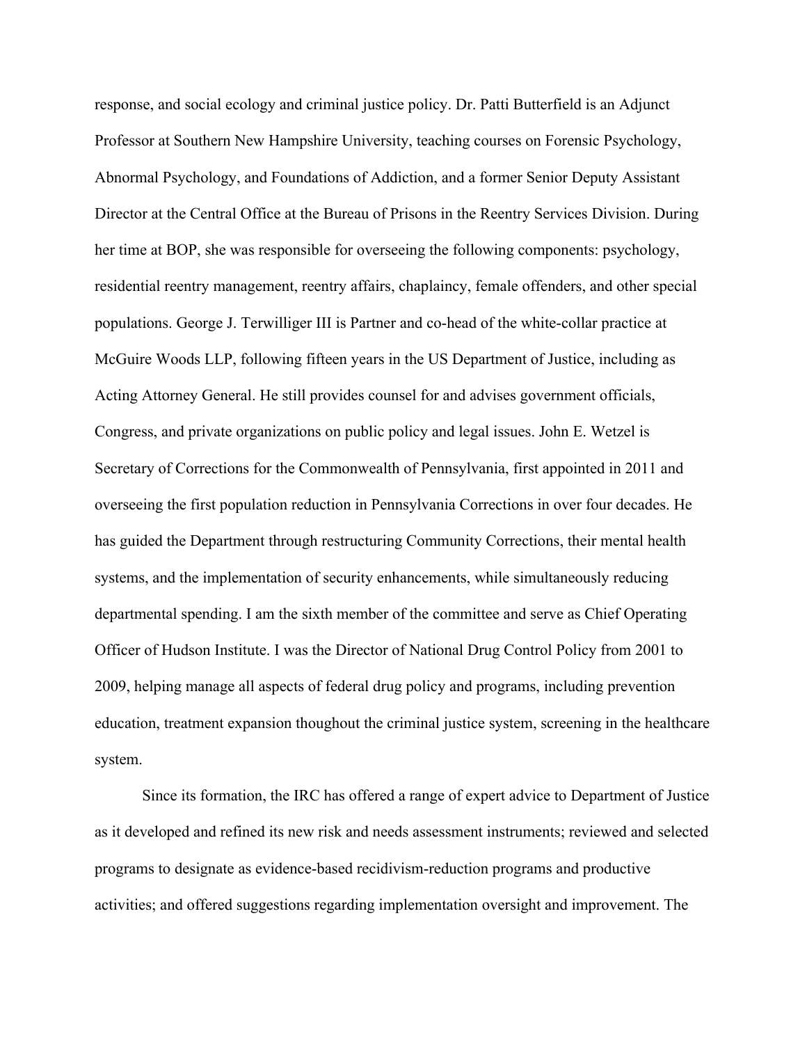response, and social ecology and criminal justice policy. Dr. Patti Butterfield is an Adjunct Professor at Southern New Hampshire University, teaching courses on Forensic Psychology, Abnormal Psychology, and Foundations of Addiction, and a former Senior Deputy Assistant Director at the Central Office at the Bureau of Prisons in the Reentry Services Division. During her time at BOP, she was responsible for overseeing the following components: psychology, residential reentry management, reentry affairs, chaplaincy, female offenders, and other special populations. George J. Terwilliger III is Partner and co-head of the white-collar practice at McGuire Woods LLP, following fifteen years in the US Department of Justice, including as Acting Attorney General. He still provides counsel for and advises government officials, Congress, and private organizations on public policy and legal issues. John E. Wetzel is Secretary of Corrections for the Commonwealth of Pennsylvania, first appointed in 2011 and overseeing the first population reduction in Pennsylvania Corrections in over four decades. He has guided the Department through restructuring Community Corrections, their mental health systems, and the implementation of security enhancements, while simultaneously reducing departmental spending. I am the sixth member of the committee and serve as Chief Operating Officer of Hudson Institute. I was the Director of National Drug Control Policy from 2001 to 2009, helping manage all aspects of federal drug policy and programs, including prevention education, treatment expansion thoughout the criminal justice system, screening in the healthcare system.

Since its formation, the IRC has offered a range of expert advice to Department of Justice as it developed and refined its new risk and needs assessment instruments; reviewed and selected programs to designate as evidence-based recidivism-reduction programs and productive activities; and offered suggestions regarding implementation oversight and improvement. The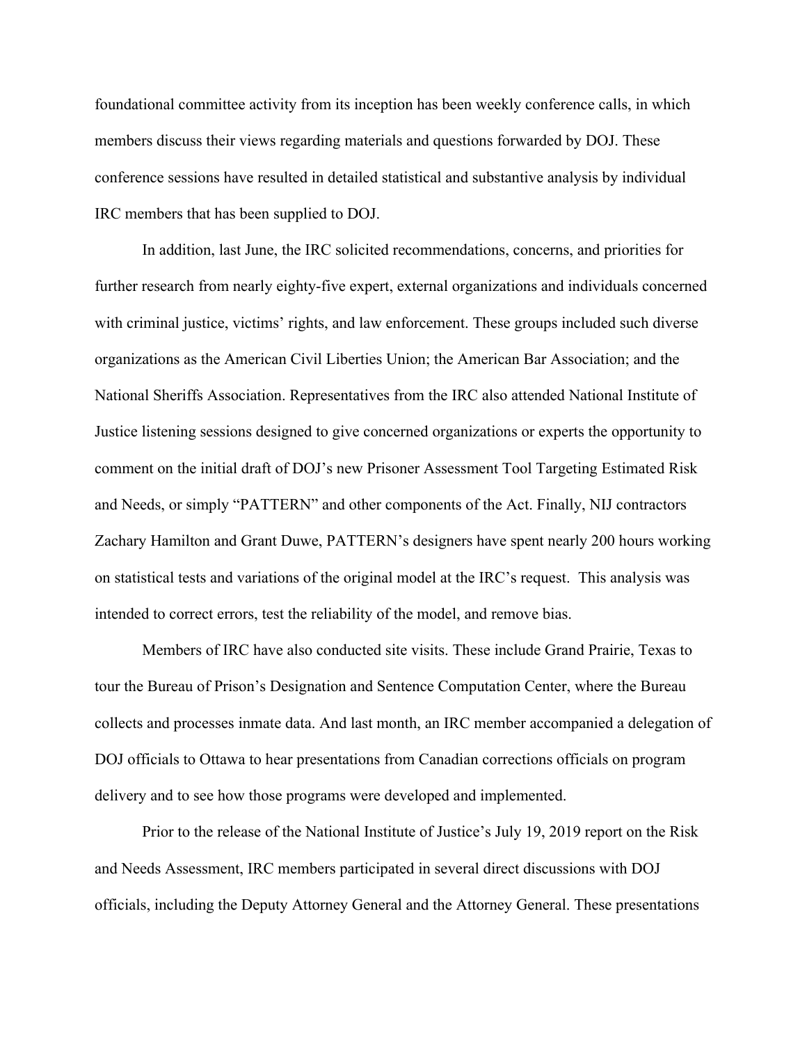foundational committee activity from its inception has been weekly conference calls, in which members discuss their views regarding materials and questions forwarded by DOJ. These conference sessions have resulted in detailed statistical and substantive analysis by individual IRC members that has been supplied to DOJ.

In addition, last June, the IRC solicited recommendations, concerns, and priorities for further research from nearly eighty-five expert, external organizations and individuals concerned with criminal justice, victims' rights, and law enforcement. These groups included such diverse organizations as the American Civil Liberties Union; the American Bar Association; and the National Sheriffs Association. Representatives from the IRC also attended National Institute of Justice listening sessions designed to give concerned organizations or experts the opportunity to comment on the initial draft of DOJ's new Prisoner Assessment Tool Targeting Estimated Risk and Needs, or simply "PATTERN" and other components of the Act. Finally, NIJ contractors Zachary Hamilton and Grant Duwe, PATTERN's designers have spent nearly 200 hours working on statistical tests and variations of the original model at the IRC's request. This analysis was intended to correct errors, test the reliability of the model, and remove bias.

Members of IRC have also conducted site visits. These include Grand Prairie, Texas to tour the Bureau of Prison's Designation and Sentence Computation Center, where the Bureau collects and processes inmate data. And last month, an IRC member accompanied a delegation of DOJ officials to Ottawa to hear presentations from Canadian corrections officials on program delivery and to see how those programs were developed and implemented.

Prior to the release of the National Institute of Justice's July 19, 2019 report on the Risk and Needs Assessment, IRC members participated in several direct discussions with DOJ officials, including the Deputy Attorney General and the Attorney General. These presentations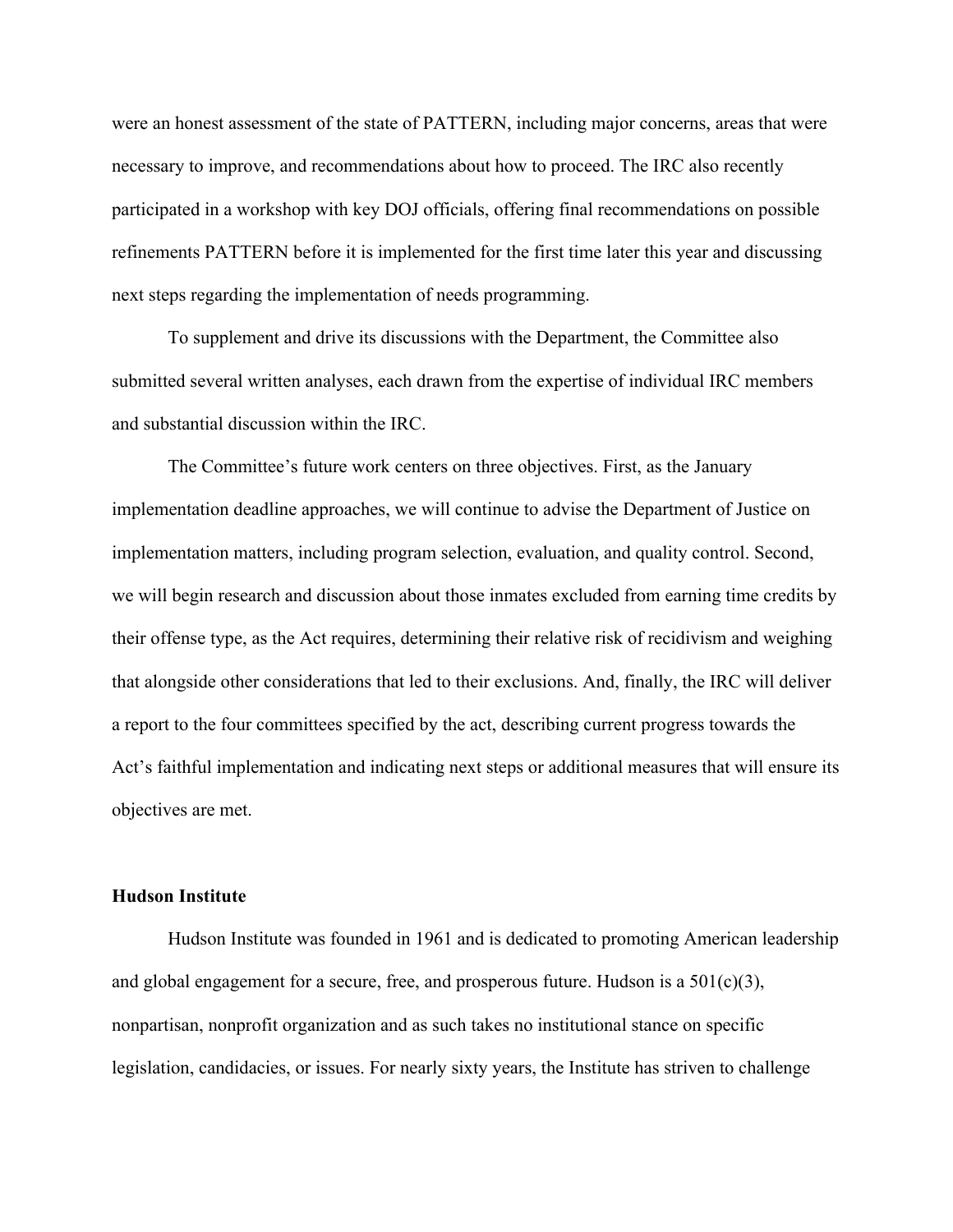were an honest assessment of the state of PATTERN, including major concerns, areas that were necessary to improve, and recommendations about how to proceed. The IRC also recently participated in a workshop with key DOJ officials, offering final recommendations on possible refinements PATTERN before it is implemented for the first time later this year and discussing next steps regarding the implementation of needs programming.

To supplement and drive its discussions with the Department, the Committee also submitted several written analyses, each drawn from the expertise of individual IRC members and substantial discussion within the IRC.

The Committee's future work centers on three objectives. First, as the January implementation deadline approaches, we will continue to advise the Department of Justice on implementation matters, including program selection, evaluation, and quality control. Second, we will begin research and discussion about those inmates excluded from earning time credits by their offense type, as the Act requires, determining their relative risk of recidivism and weighing that alongside other considerations that led to their exclusions. And, finally, the IRC will deliver a report to the four committees specified by the act, describing current progress towards the Act's faithful implementation and indicating next steps or additional measures that will ensure its objectives are met.

**Hudson Institute**

Hudson Institute was founded in 1961 and is dedicated to promoting American leadership and global engagement for a secure, free, and prosperous future. Hudson is a 501(c)(3), nonpartisan, nonprofit organization and as such takes no institutional stance on specific legislation, candidacies, or issues. For nearly sixty years, the Institute has striven to challenge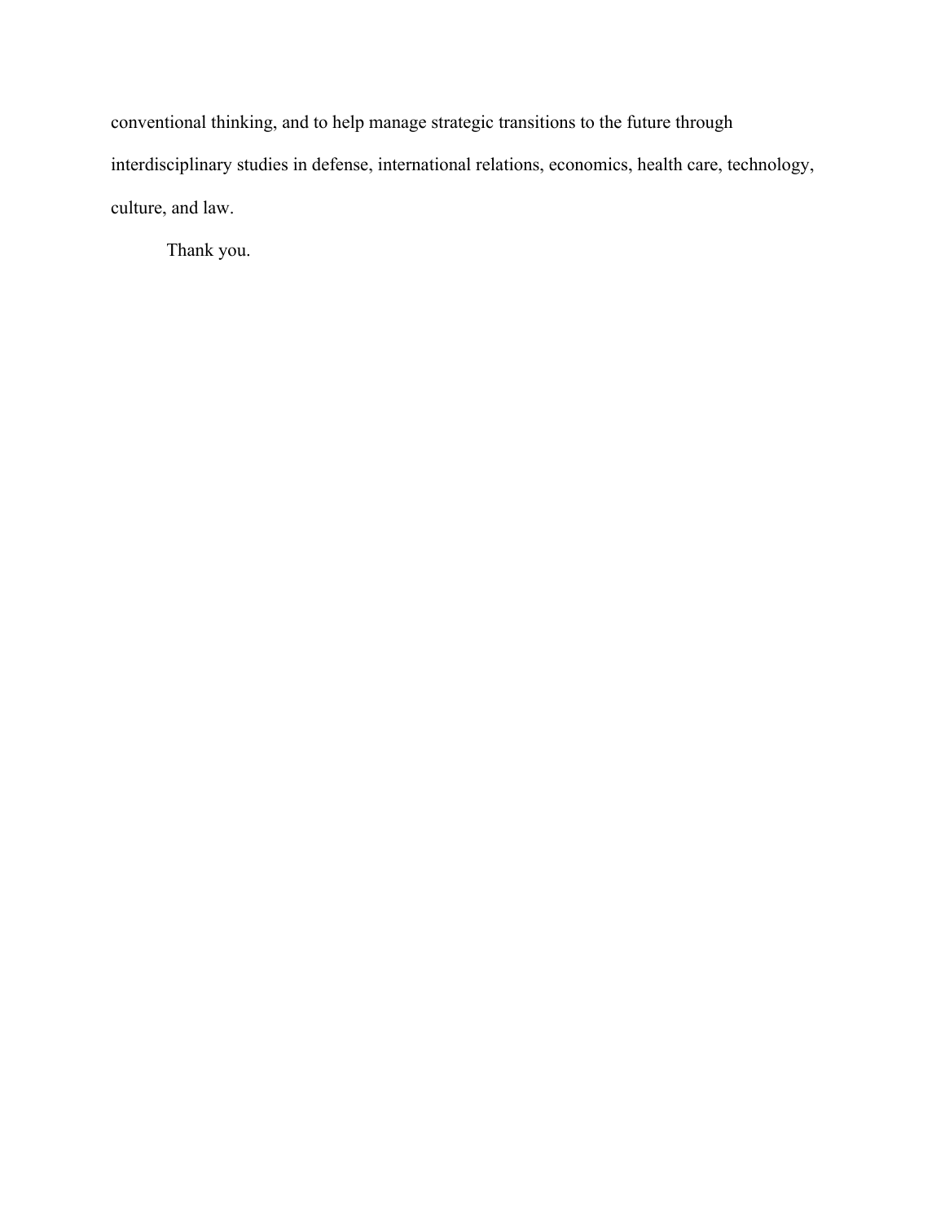conventional thinking, and to help manage strategic transitions to the future through interdisciplinary studies in defense, international relations, economics, health care, technology, culture, and law.

Thank you.